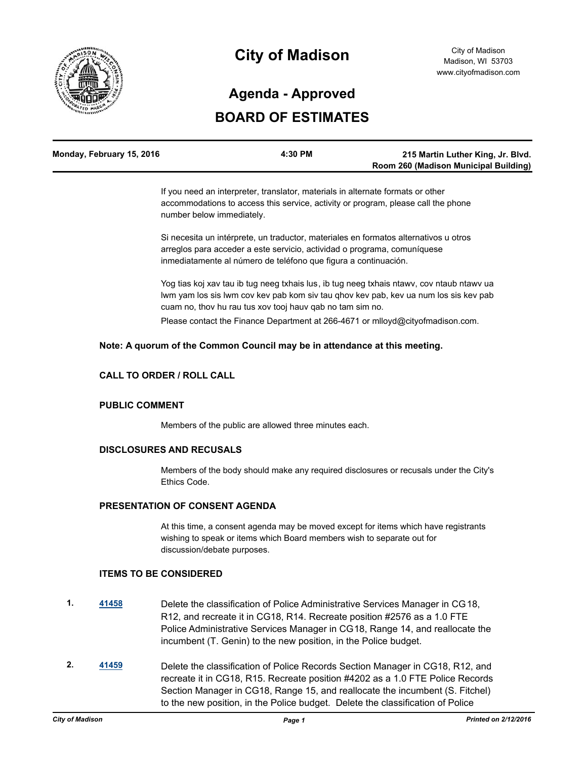# City of Madison

City of Madison
Madison, WI 53703
www.cityofmadison.com

## Agenda - Approved

## BOARD OF ESTIMATES

| Monday, February 15, 2016 | 4:30 PM | 215 Martin Luther King, Jr. Blvd. Room 260 (Madison Municipal Building) |
|---|---|---|

If you need an interpreter, translator, materials in alternate formats or other accommodations to access this service, activity or program, please call the phone number below immediately.

Si necesita un intérprete, un traductor, materiales en formatos alternativos u otros arreglos para acceder a este servicio, actividad o programa, comuníquese inmediatamente al número de teléfono que figura a continuación.

Yog tias koj xav tau ib tug neeg txhais lus, ib tug neeg txhais ntawv, cov ntaub ntawv ua lwm yam los sis lwm cov kev pab kom siv tau qhov kev pab, kev ua num los sis kev pab cuam no, thov hu rau tus xov tooj hauv qab no tam sim no.

Please contact the Finance Department at 266-4671 or mlloyd@cityofmadison.com.

**Note: A quorum of the Common Council may be in attendance at this meeting.**

### CALL TO ORDER / ROLL CALL

### PUBLIC COMMENT

Members of the public are allowed three minutes each.

### DISCLOSURES AND RECUSALS

Members of the body should make any required disclosures or recusals under the City's Ethics Code.

### PRESENTATION OF CONSENT AGENDA

At this time, a consent agenda may be moved except for items which have registrants wishing to speak or items which Board members wish to separate out for discussion/debate purposes.

### ITEMS TO BE CONSIDERED

1. **41458** Delete the classification of Police Administrative Services Manager in CG18, R12, and recreate it in CG18, R14. Recreate position #2576 as a 1.0 FTE Police Administrative Services Manager in CG18, Range 14, and reallocate the incumbent (T. Genin) to the new position, in the Police budget.

2. **41459** Delete the classification of Police Records Section Manager in CG18, R12, and recreate it in CG18, R15. Recreate position #4202 as a 1.0 FTE Police Records Section Manager in CG18, Range 15, and reallocate the incumbent (S. Fitchel) to the new position, in the Police budget. Delete the classification of Police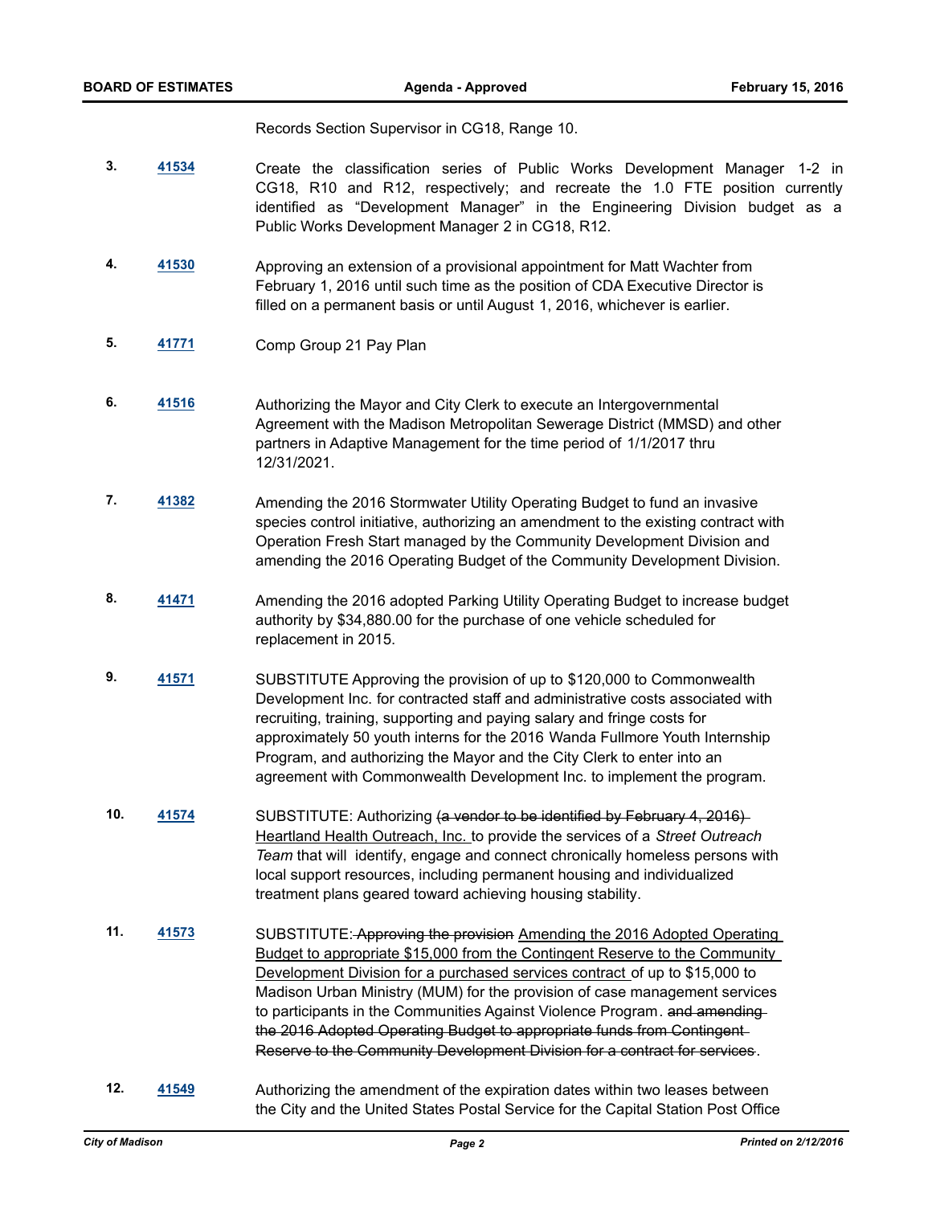Records Section Supervisor in CG18, Range 10.

**3.** **41534** Create the classification series of Public Works Development Manager 1-2 in CG18, R10 and R12, respectively; and recreate the 1.0 FTE position currently identified as "Development Manager" in the Engineering Division budget as a Public Works Development Manager 2 in CG18, R12.

**4.** **41530** Approving an extension of a provisional appointment for Matt Wachter from February 1, 2016 until such time as the position of CDA Executive Director is filled on a permanent basis or until August 1, 2016, whichever is earlier.

**5.** **41771** Comp Group 21 Pay Plan

**6.** **41516** Authorizing the Mayor and City Clerk to execute an Intergovernmental Agreement with the Madison Metropolitan Sewerage District (MMSD) and other partners in Adaptive Management for the time period of 1/1/2017 thru 12/31/2021.

**7.** **41382** Amending the 2016 Stormwater Utility Operating Budget to fund an invasive species control initiative, authorizing an amendment to the existing contract with Operation Fresh Start managed by the Community Development Division and amending the 2016 Operating Budget of the Community Development Division.

**8.** **41471** Amending the 2016 adopted Parking Utility Operating Budget to increase budget authority by $34,880.00 for the purchase of one vehicle scheduled for replacement in 2015.

**9.** **41571** SUBSTITUTE Approving the provision of up to $120,000 to Commonwealth Development Inc. for contracted staff and administrative costs associated with recruiting, training, supporting and paying salary and fringe costs for approximately 50 youth interns for the 2016 Wanda Fullmore Youth Internship Program, and authorizing the Mayor and the City Clerk to enter into an agreement with Commonwealth Development Inc. to implement the program.

**10.** **41574** SUBSTITUTE: Authorizing ~~(a vendor to be identified by February 4, 2016)~~ <u>Heartland Health Outreach, Inc.</u> to provide the services of a *Street Outreach Team* that will identify, engage and connect chronically homeless persons with local support resources, including permanent housing and individualized treatment plans geared toward achieving housing stability.

**11.** **41573** SUBSTITUTE:~~ Approving the provision~~ <u>Amending the 2016 Adopted Operating Budget to appropriate $15,000 from the Contingent Reserve to the Community Development Division for a purchased services contract</u> of up to $15,000 to Madison Urban Ministry (MUM) for the provision of case management services to participants in the Communities Against Violence Program. ~~and amending the 2016 Adopted Operating Budget to appropriate funds from Contingent Reserve to the Community Development Division for a contract for services~~.

**12.** **41549** Authorizing the amendment of the expiration dates within two leases between the City and the United States Postal Service for the Capital Station Post Office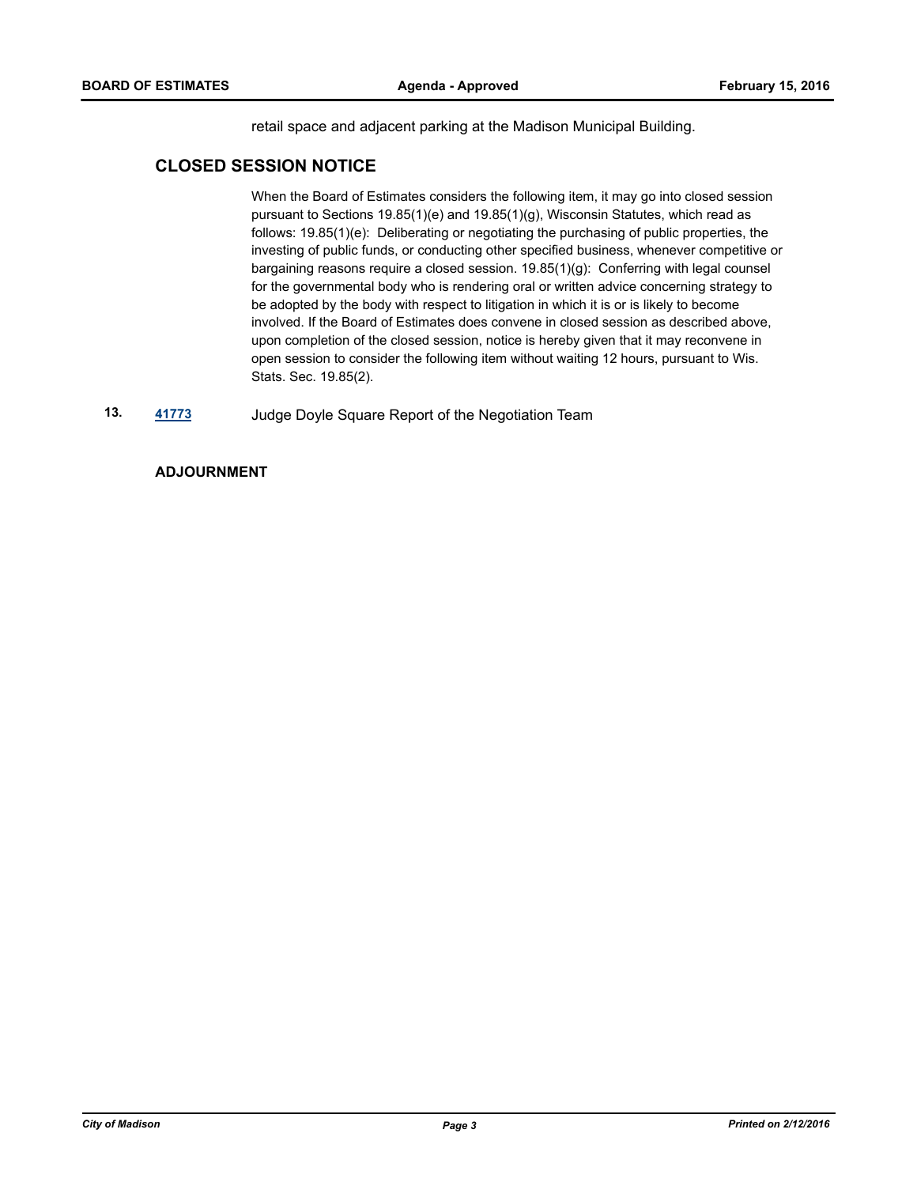retail space and adjacent parking at the Madison Municipal Building.

## CLOSED SESSION NOTICE

When the Board of Estimates considers the following item, it may go into closed session pursuant to Sections 19.85(1)(e) and 19.85(1)(g), Wisconsin Statutes, which read as follows: 19.85(1)(e): Deliberating or negotiating the purchasing of public properties, the investing of public funds, or conducting other specified business, whenever competitive or bargaining reasons require a closed session. 19.85(1)(g): Conferring with legal counsel for the governmental body who is rendering oral or written advice concerning strategy to be adopted by the body with respect to litigation in which it is or is likely to become involved. If the Board of Estimates does convene in closed session as described above, upon completion of the closed session, notice is hereby given that it may reconvene in open session to consider the following item without waiting 12 hours, pursuant to Wis. Stats. Sec. 19.85(2).

**13.** **41773** Judge Doyle Square Report of the Negotiation Team

**ADJOURNMENT**